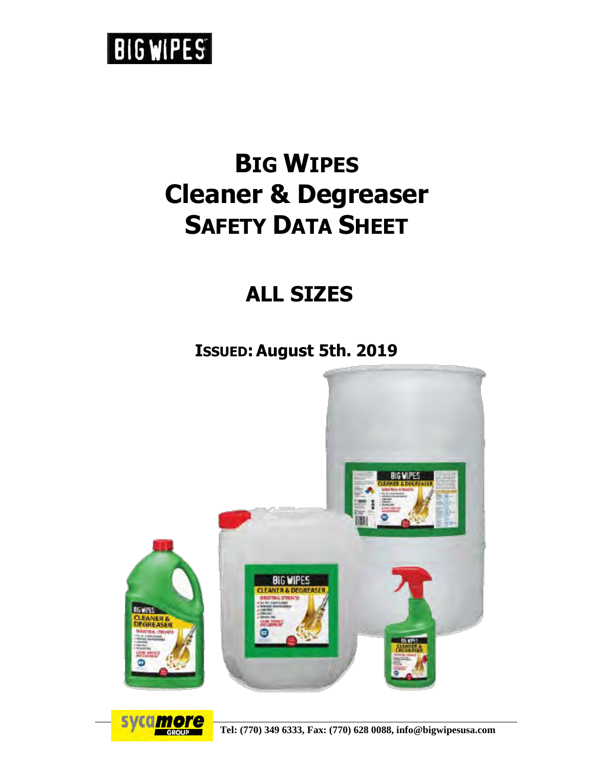BIG WIPES

# BIG WIPES Cleaner & Degreaser SAFETY DATA SHEET

## ALL SIZES

### ISSUED: August 5th. 2019

Tel: (770) 349 6333, Fax: (770) 628 0088, info@bigwipesusa.com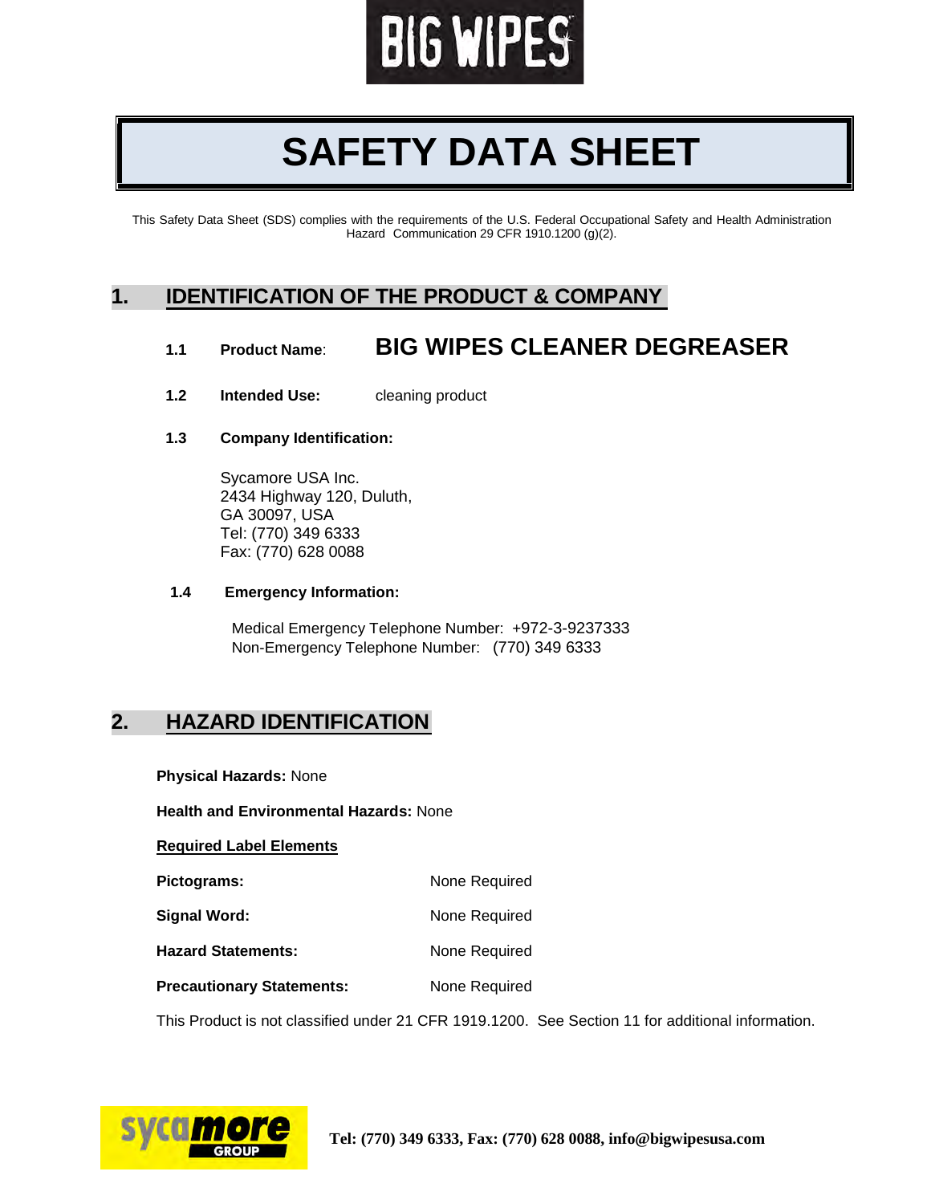# SAFETY DATA SHEET

This Safety Data Sheet (SDS) complies with the requirements of the U.S. Federal Occupational Safety and Health Administration Hazard Communication 29 CFR 1910.1200 (g)(2).

## 1. IDENTIFICATION OF THE PRODUCT & COMPANY

**1.1 Product Name**: **BIG WIPES CLEANER DEGREASER**

**1.2 Intended Use:** cleaning product

**1.3 Company Identification:**

Sycamore USA Inc.
2434 Highway 120, Duluth,
GA 30097, USA
Tel: (770) 349 6333
Fax: (770) 628 0088

**1.4 Emergency Information:**

Medical Emergency Telephone Number: +972-3-9237333
Non-Emergency Telephone Number: (770) 349 6333

## 2. HAZARD IDENTIFICATION

**Physical Hazards:** None

**Health and Environmental Hazards:** None

**Required Label Elements**

| | |
|---|---|
| **Pictograms:** | None Required |
| **Signal Word:** | None Required |
| **Hazard Statements:** | None Required |
| **Precautionary Statements:** | None Required |

This Product is not classified under 21 CFR 1919.1200. See Section 11 for additional information.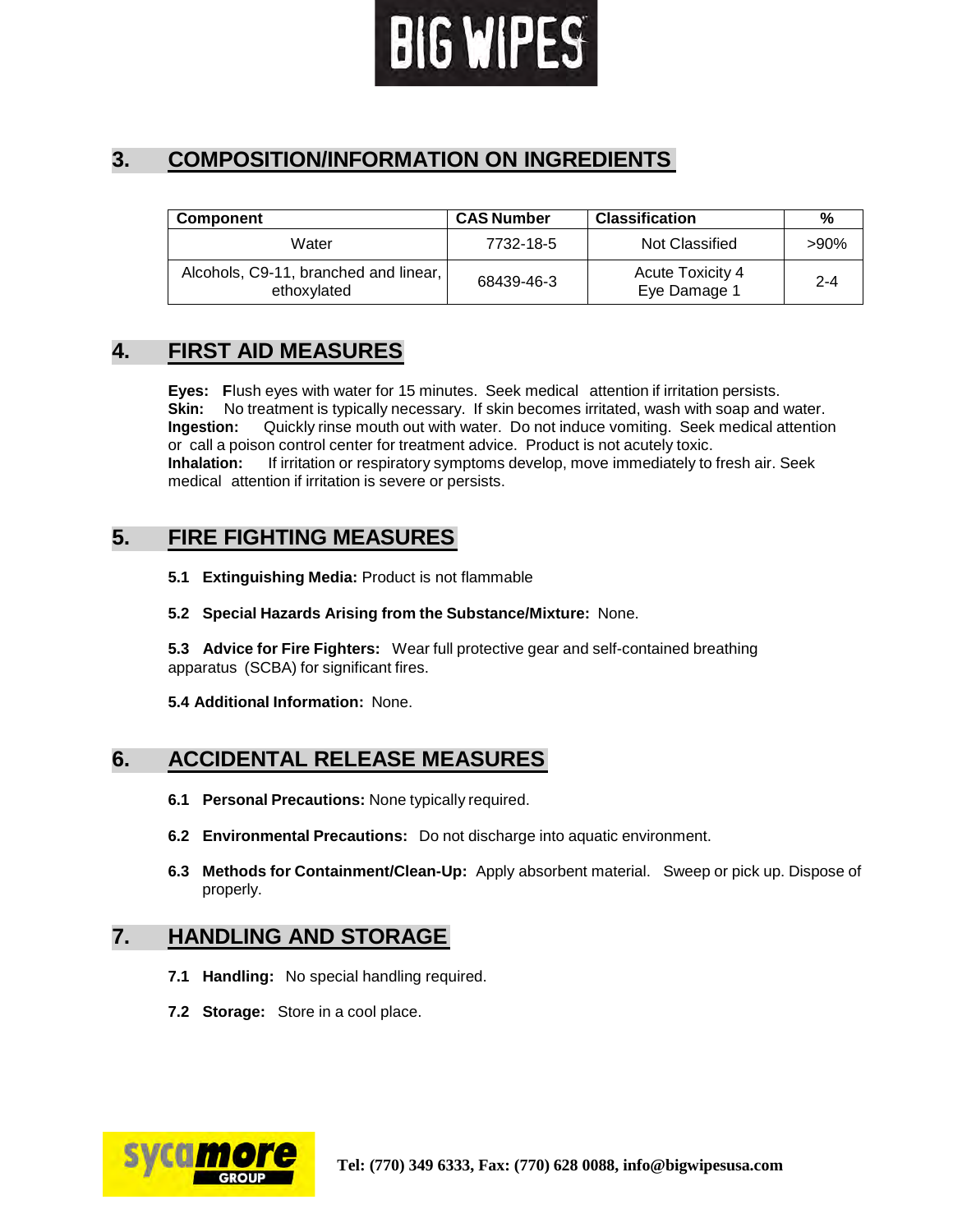## 3. COMPOSITION/INFORMATION ON INGREDIENTS

| Component | CAS Number | Classification | % |
|---|---|---|---|
| Water | 7732-18-5 | Not Classified | >90% |
| Alcohols, C9-11, branched and linear, ethoxylated | 68439-46-3 | Acute Toxicity 4<br>Eye Damage 1 | 2-4 |

## 4. FIRST AID MEASURES

**Eyes:** Flush eyes with water for 15 minutes. Seek medical attention if irritation persists.
**Skin:** No treatment is typically necessary. If skin becomes irritated, wash with soap and water.
**Ingestion:** Quickly rinse mouth out with water. Do not induce vomiting. Seek medical attention or call a poison control center for treatment advice. Product is not acutely toxic.
**Inhalation:** If irritation or respiratory symptoms develop, move immediately to fresh air. Seek medical attention if irritation is severe or persists.

## 5. FIRE FIGHTING MEASURES

**5.1 Extinguishing Media:** Product is not flammable

**5.2 Special Hazards Arising from the Substance/Mixture:** None.

**5.3 Advice for Fire Fighters:** Wear full protective gear and self-contained breathing apparatus (SCBA) for significant fires.

**5.4 Additional Information:** None.

## 6. ACCIDENTAL RELEASE MEASURES

**6.1 Personal Precautions:** None typically required.

**6.2 Environmental Precautions:** Do not discharge into aquatic environment.

**6.3 Methods for Containment/Clean-Up:** Apply absorbent material. Sweep or pick up. Dispose of properly.

## 7. HANDLING AND STORAGE

**7.1 Handling:** No special handling required.

**7.2 Storage:** Store in a cool place.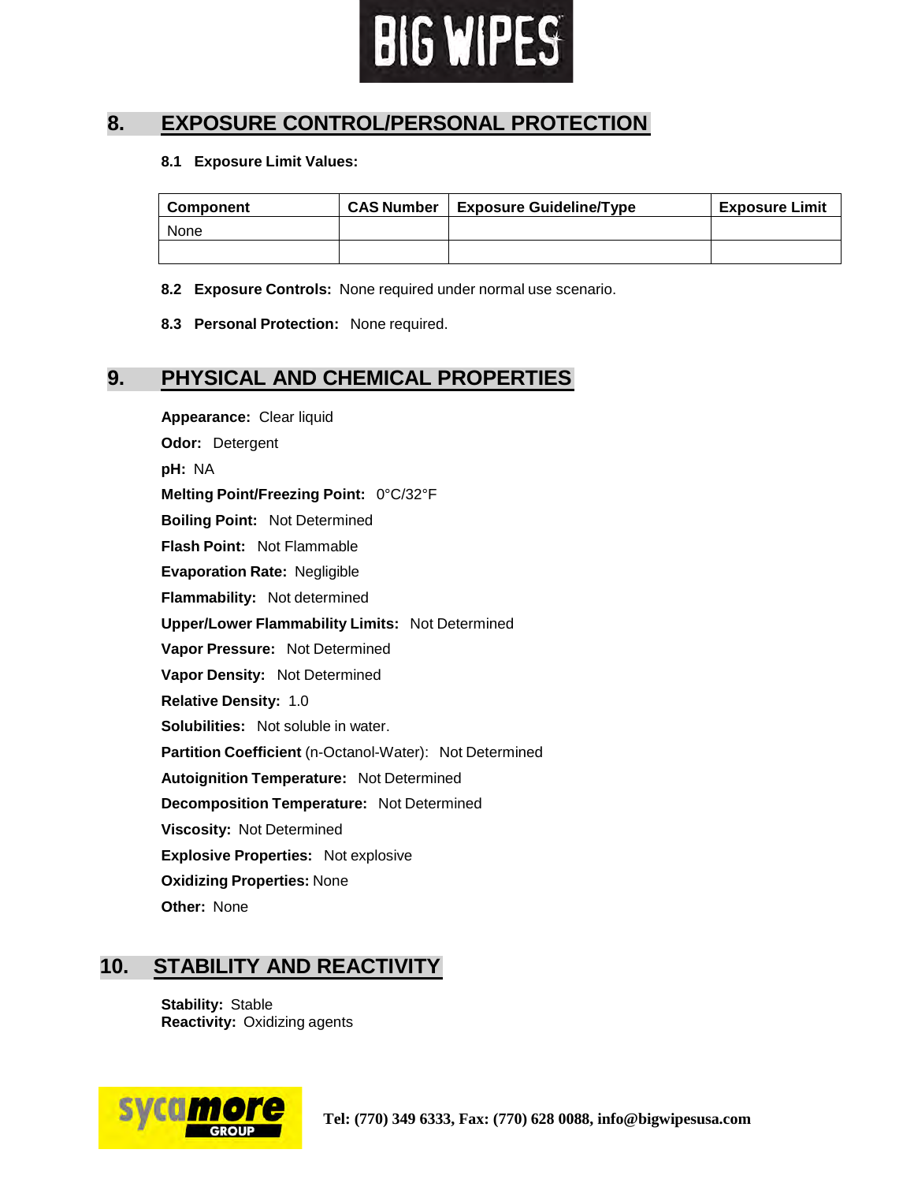## 8. EXPOSURE CONTROL/PERSONAL PROTECTION

**8.1 Exposure Limit Values:**

| Component | CAS Number | Exposure Guideline/Type | Exposure Limit |
|---|---|---|---|
| None | | | |
| | | | |

**8.2 Exposure Controls:** None required under normal use scenario.

**8.3 Personal Protection:** None required.

## 9. PHYSICAL AND CHEMICAL PROPERTIES

**Appearance:** Clear liquid

**Odor:** Detergent

**pH:** NA

**Melting Point/Freezing Point:** 0°C/32°F

**Boiling Point:** Not Determined

**Flash Point:** Not Flammable

**Evaporation Rate:** Negligible

**Flammability:** Not determined

**Upper/Lower Flammability Limits:** Not Determined

**Vapor Pressure:** Not Determined

**Vapor Density:** Not Determined

**Relative Density:** 1.0

**Solubilities:** Not soluble in water.

**Partition Coefficient** (n-Octanol-Water): Not Determined

**Autoignition Temperature:** Not Determined

**Decomposition Temperature:** Not Determined

**Viscosity:** Not Determined

**Explosive Properties:** Not explosive

**Oxidizing Properties:** None

**Other:** None

## 10. STABILITY AND REACTIVITY

**Stability:** Stable
**Reactivity:** Oxidizing agents

Tel: (770) 349 6333, Fax: (770) 628 0088, info@bigwipesusa.com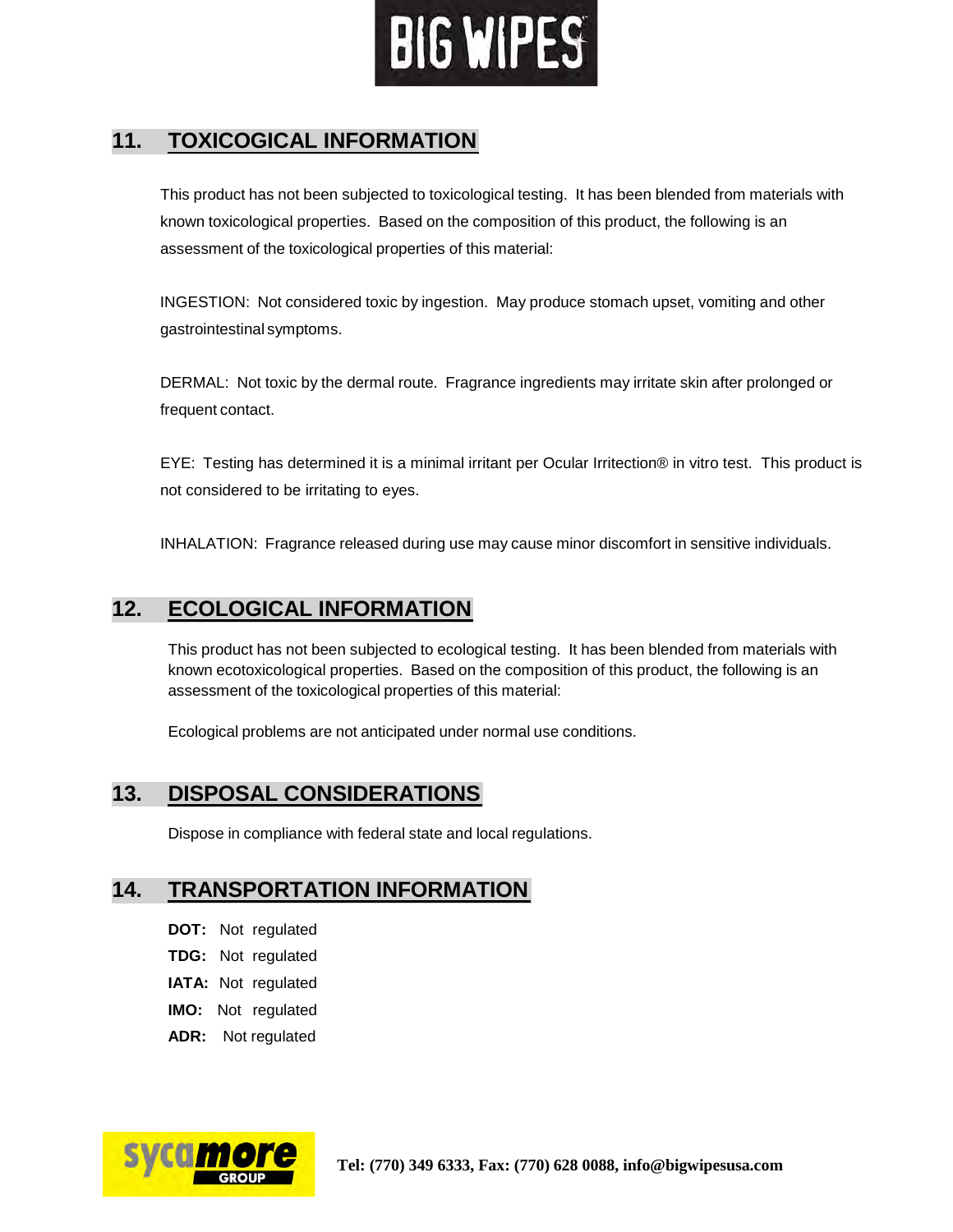## 11. TOXICOGICAL INFORMATION

This product has not been subjected to toxicological testing. It has been blended from materials with known toxicological properties. Based on the composition of this product, the following is an assessment of the toxicological properties of this material:

INGESTION: Not considered toxic by ingestion. May produce stomach upset, vomiting and other gastrointestinal symptoms.

DERMAL: Not toxic by the dermal route. Fragrance ingredients may irritate skin after prolonged or frequent contact.

EYE: Testing has determined it is a minimal irritant per Ocular Irritection® in vitro test. This product is not considered to be irritating to eyes.

INHALATION: Fragrance released during use may cause minor discomfort in sensitive individuals.

## 12. ECOLOGICAL INFORMATION

This product has not been subjected to ecological testing. It has been blended from materials with known ecotoxicological properties. Based on the composition of this product, the following is an assessment of the toxicological properties of this material:

Ecological problems are not anticipated under normal use conditions.

## 13. DISPOSAL CONSIDERATIONS

Dispose in compliance with federal state and local regulations.

## 14. TRANSPORTATION INFORMATION

**DOT:** Not regulated

**TDG:** Not regulated

**IATA:** Not regulated

**IMO:** Not regulated

**ADR:** Not regulated

**Tel: (770) 349 6333, Fax: (770) 628 0088, info@bigwipesusa.com**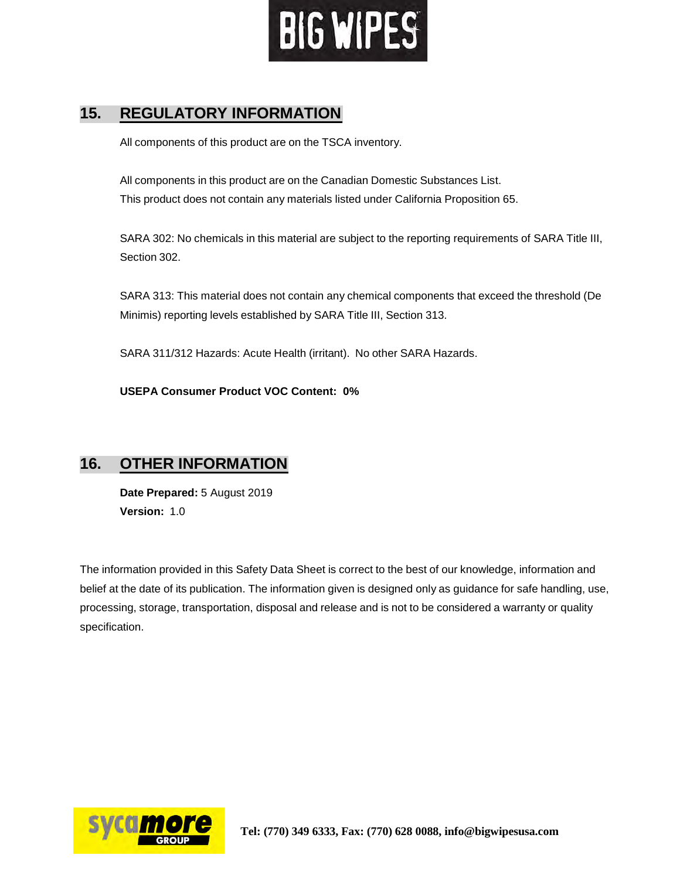## 15. REGULATORY INFORMATION

All components of this product are on the TSCA inventory.

All components in this product are on the Canadian Domestic Substances List.
This product does not contain any materials listed under California Proposition 65.

SARA 302: No chemicals in this material are subject to the reporting requirements of SARA Title III, Section 302.

SARA 313: This material does not contain any chemical components that exceed the threshold (De Minimis) reporting levels established by SARA Title III, Section 313.

SARA 311/312 Hazards: Acute Health (irritant). No other SARA Hazards.

**USEPA Consumer Product VOC Content: 0%**

## 16. OTHER INFORMATION

**Date Prepared:** 5 August 2019
**Version:** 1.0

The information provided in this Safety Data Sheet is correct to the best of our knowledge, information and belief at the date of its publication. The information given is designed only as guidance for safe handling, use, processing, storage, transportation, disposal and release and is not to be considered a warranty or quality specification.

**Tel: (770) 349 6333, Fax: (770) 628 0088, info@bigwipesusa.com**